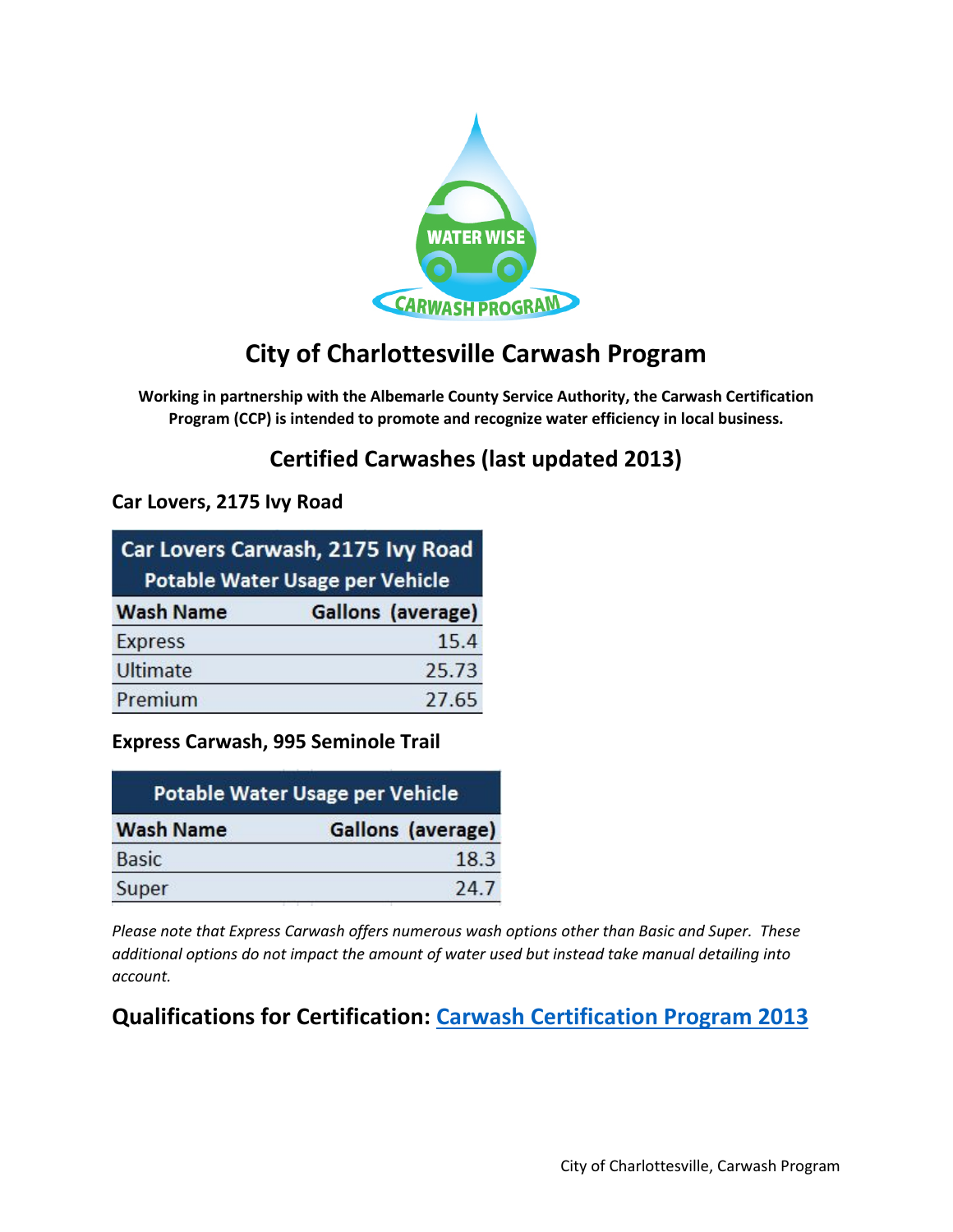# City of Charlottesville Carwash Program

**Working in partnership with the Albemarle County Service Authority, the Carwash Certification Program (CCP) is intended to promote and recognize water efficiency in local business.**

## Certified Carwashes (last updated 2013)

### Car Lovers, 2175 Ivy Road

| Car Lovers Carwash, 2175 Ivy Road Potable Water Usage per Vehicle | |
|---|---|
| **Wash Name** | **Gallons (average)** |
| Express | 15.4 |
| Ultimate | 25.73 |
| Premium | 27.65 |

### Express Carwash, 995 Seminole Trail

| Potable Water Usage per Vehicle | |
|---|---|
| **Wash Name** | **Gallons (average)** |
| Basic | 18.3 |
| Super | 24.7 |

*Please note that Express Carwash offers numerous wash options other than Basic and Super. These additional options do not impact the amount of water used but instead take manual detailing into account.*

## Qualifications for Certification: Carwash Certification Program 2013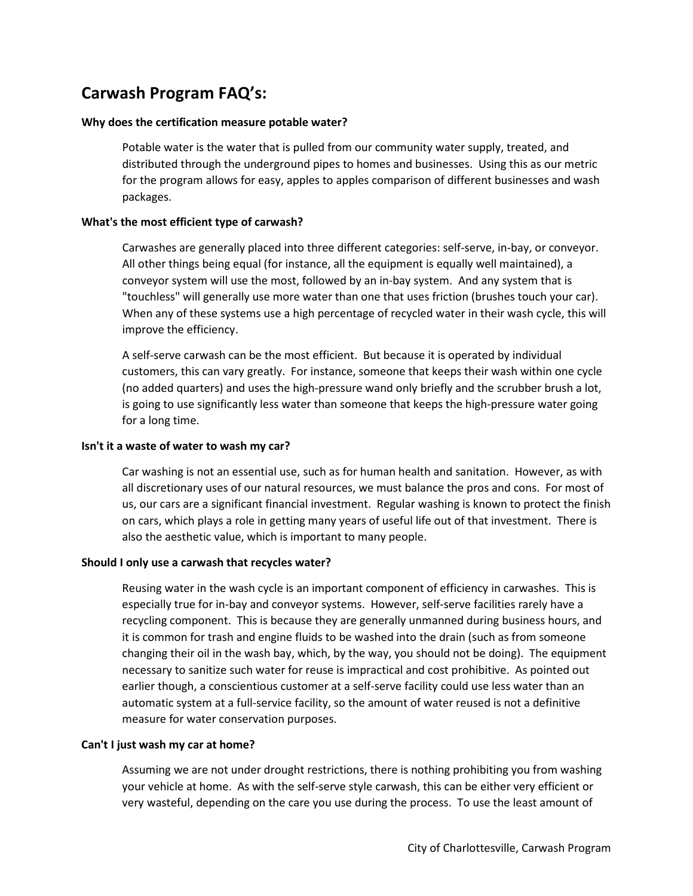## Carwash Program FAQ's:

**Why does the certification measure potable water?**

Potable water is the water that is pulled from our community water supply, treated, and distributed through the underground pipes to homes and businesses. Using this as our metric for the program allows for easy, apples to apples comparison of different businesses and wash packages.

**What's the most efficient type of carwash?**

Carwashes are generally placed into three different categories: self-serve, in-bay, or conveyor. All other things being equal (for instance, all the equipment is equally well maintained), a conveyor system will use the most, followed by an in-bay system. And any system that is "touchless" will generally use more water than one that uses friction (brushes touch your car). When any of these systems use a high percentage of recycled water in their wash cycle, this will improve the efficiency.

A self-serve carwash can be the most efficient. But because it is operated by individual customers, this can vary greatly. For instance, someone that keeps their wash within one cycle (no added quarters) and uses the high-pressure wand only briefly and the scrubber brush a lot, is going to use significantly less water than someone that keeps the high-pressure water going for a long time.

**Isn't it a waste of water to wash my car?**

Car washing is not an essential use, such as for human health and sanitation. However, as with all discretionary uses of our natural resources, we must balance the pros and cons. For most of us, our cars are a significant financial investment. Regular washing is known to protect the finish on cars, which plays a role in getting many years of useful life out of that investment. There is also the aesthetic value, which is important to many people.

**Should I only use a carwash that recycles water?**

Reusing water in the wash cycle is an important component of efficiency in carwashes. This is especially true for in-bay and conveyor systems. However, self-serve facilities rarely have a recycling component. This is because they are generally unmanned during business hours, and it is common for trash and engine fluids to be washed into the drain (such as from someone changing their oil in the wash bay, which, by the way, you should not be doing). The equipment necessary to sanitize such water for reuse is impractical and cost prohibitive. As pointed out earlier though, a conscientious customer at a self-serve facility could use less water than an automatic system at a full-service facility, so the amount of water reused is not a definitive measure for water conservation purposes.

**Can't I just wash my car at home?**

Assuming we are not under drought restrictions, there is nothing prohibiting you from washing your vehicle at home. As with the self-serve style carwash, this can be either very efficient or very wasteful, depending on the care you use during the process. To use the least amount of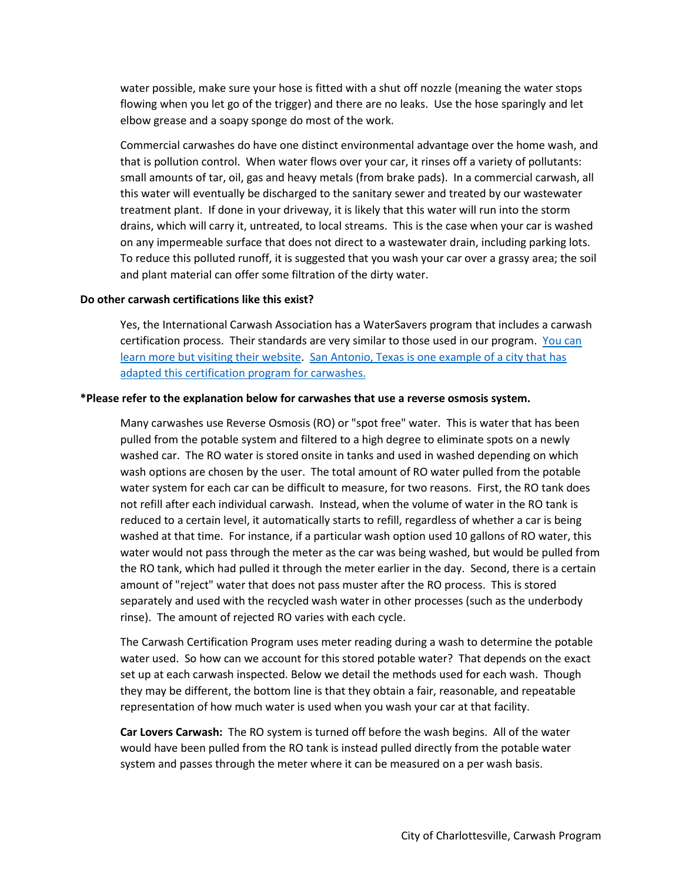water possible, make sure your hose is fitted with a shut off nozzle (meaning the water stops flowing when you let go of the trigger) and there are no leaks. Use the hose sparingly and let elbow grease and a soapy sponge do most of the work.

Commercial carwashes do have one distinct environmental advantage over the home wash, and that is pollution control. When water flows over your car, it rinses off a variety of pollutants: small amounts of tar, oil, gas and heavy metals (from brake pads). In a commercial carwash, all this water will eventually be discharged to the sanitary sewer and treated by our wastewater treatment plant. If done in your driveway, it is likely that this water will run into the storm drains, which will carry it, untreated, to local streams. This is the case when your car is washed on any impermeable surface that does not direct to a wastewater drain, including parking lots. To reduce this polluted runoff, it is suggested that you wash your car over a grassy area; the soil and plant material can offer some filtration of the dirty water.

**Do other carwash certifications like this exist?**

Yes, the International Carwash Association has a WaterSavers program that includes a carwash certification process. Their standards are very similar to those used in our program. You can learn more but visiting their website. San Antonio, Texas is one example of a city that has adapted this certification program for carwashes.

**\*Please refer to the explanation below for carwashes that use a reverse osmosis system.**

Many carwashes use Reverse Osmosis (RO) or "spot free" water. This is water that has been pulled from the potable system and filtered to a high degree to eliminate spots on a newly washed car. The RO water is stored onsite in tanks and used in washed depending on which wash options are chosen by the user. The total amount of RO water pulled from the potable water system for each car can be difficult to measure, for two reasons. First, the RO tank does not refill after each individual carwash. Instead, when the volume of water in the RO tank is reduced to a certain level, it automatically starts to refill, regardless of whether a car is being washed at that time. For instance, if a particular wash option used 10 gallons of RO water, this water would not pass through the meter as the car was being washed, but would be pulled from the RO tank, which had pulled it through the meter earlier in the day. Second, there is a certain amount of "reject" water that does not pass muster after the RO process. This is stored separately and used with the recycled wash water in other processes (such as the underbody rinse). The amount of rejected RO varies with each cycle.

The Carwash Certification Program uses meter reading during a wash to determine the potable water used. So how can we account for this stored potable water? That depends on the exact set up at each carwash inspected. Below we detail the methods used for each wash. Though they may be different, the bottom line is that they obtain a fair, reasonable, and repeatable representation of how much water is used when you wash your car at that facility.

**Car Lovers Carwash:** The RO system is turned off before the wash begins. All of the water would have been pulled from the RO tank is instead pulled directly from the potable water system and passes through the meter where it can be measured on a per wash basis.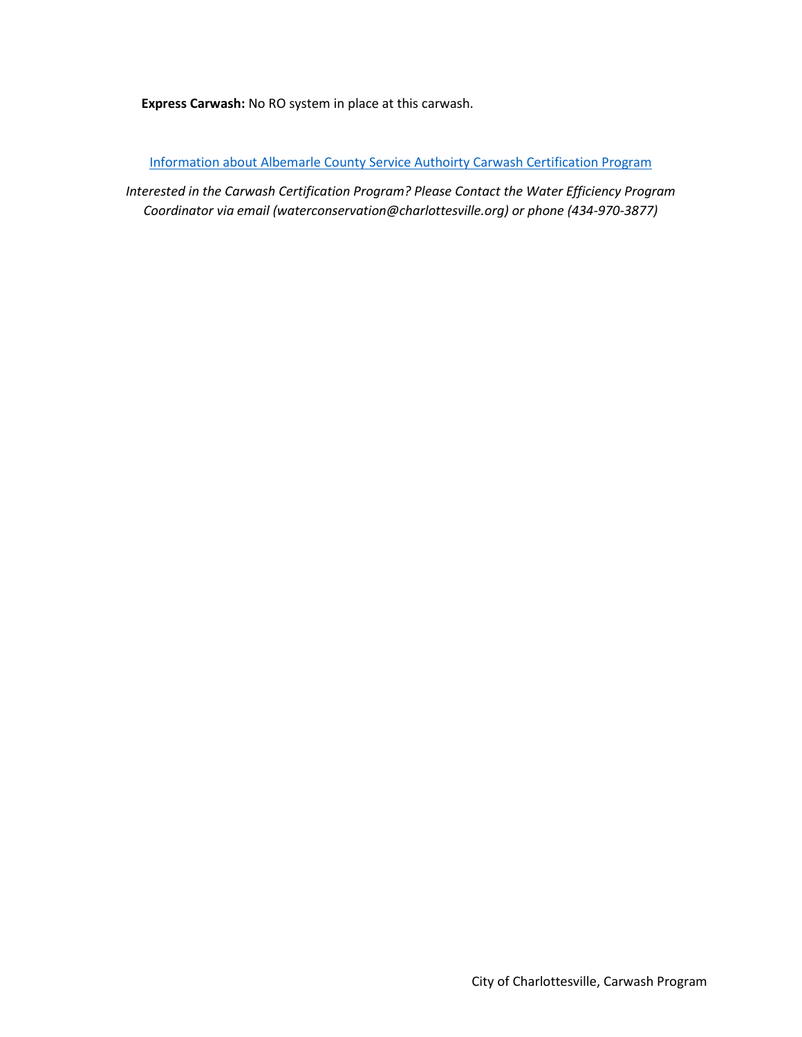**Express Carwash:** No RO system in place at this carwash.

Information about Albemarle County Service Authoirty Carwash Certification Program

*Interested in the Carwash Certification Program? Please Contact the Water Efficiency Program Coordinator via email (waterconservation@charlottesville.org) or phone (434-970-3877)*